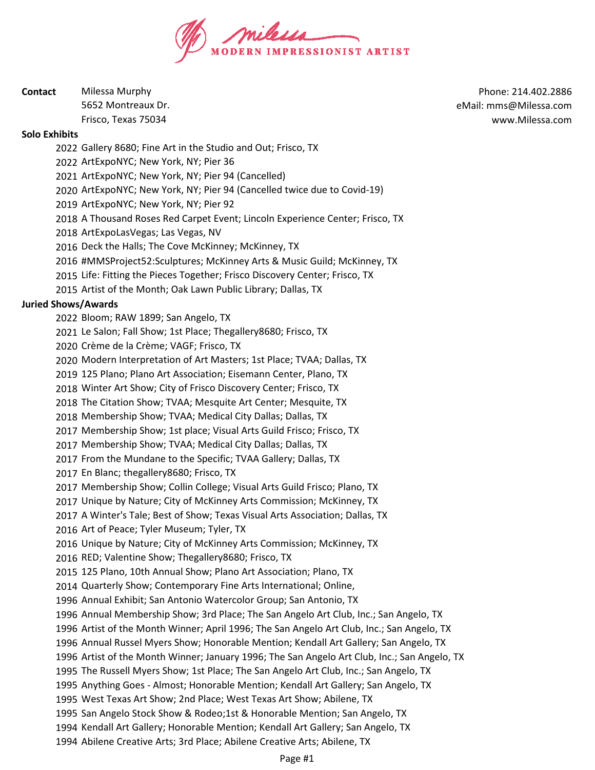# Milessa — MODERN IMPRESSIONIST ARTIST

**Contact**

Milessa Murphy
5652 Montreaux Dr.
Frisco, Texas 75034

Phone: 214.402.2886
eMail: mms@Milessa.com
www.Milessa.com

## Solo Exhibits

- 2022 Gallery 8680; Fine Art in the Studio and Out; Frisco, TX
- 2022 ArtExpoNYC; New York, NY; Pier 36
- 2021 ArtExpoNYC; New York, NY; Pier 94 (Cancelled)
- 2020 ArtExpoNYC; New York, NY; Pier 94 (Cancelled twice due to Covid-19)
- 2019 ArtExpoNYC; New York, NY; Pier 92
- 2018 A Thousand Roses Red Carpet Event; Lincoln Experience Center; Frisco, TX
- 2018 ArtExpoLasVegas; Las Vegas, NV
- 2016 Deck the Halls; The Cove McKinney; McKinney, TX
- 2016 #MMSProject52:Sculptures; McKinney Arts & Music Guild; McKinney, TX
- 2015 Life: Fitting the Pieces Together; Frisco Discovery Center; Frisco, TX
- 2015 Artist of the Month; Oak Lawn Public Library; Dallas, TX

## Juried Shows/Awards

- 2022 Bloom; RAW 1899; San Angelo, TX
- 2021 Le Salon; Fall Show; 1st Place; Thegallery8680; Frisco, TX
- 2020 Crème de la Crème; VAGF; Frisco, TX
- 2020 Modern Interpretation of Art Masters; 1st Place; TVAA; Dallas, TX
- 2019 125 Plano; Plano Art Association; Eisemann Center, Plano, TX
- 2018 Winter Art Show; City of Frisco Discovery Center; Frisco, TX
- 2018 The Citation Show; TVAA; Mesquite Art Center; Mesquite, TX
- 2018 Membership Show; TVAA; Medical City Dallas; Dallas, TX
- 2017 Membership Show; 1st place; Visual Arts Guild Frisco; Frisco, TX
- 2017 Membership Show; TVAA; Medical City Dallas; Dallas, TX
- 2017 From the Mundane to the Specific; TVAA Gallery; Dallas, TX
- 2017 En Blanc; thegallery8680; Frisco, TX
- 2017 Membership Show; Collin College; Visual Arts Guild Frisco; Plano, TX
- 2017 Unique by Nature; City of McKinney Arts Commission; McKinney, TX
- 2017 A Winter's Tale; Best of Show; Texas Visual Arts Association; Dallas, TX
- 2016 Art of Peace; Tyler Museum; Tyler, TX
- 2016 Unique by Nature; City of McKinney Arts Commission; McKinney, TX
- 2016 RED; Valentine Show; Thegallery8680; Frisco, TX
- 2015 125 Plano, 10th Annual Show; Plano Art Association; Plano, TX
- 2014 Quarterly Show; Contemporary Fine Arts International; Online,
- 1996 Annual Exhibit; San Antonio Watercolor Group; San Antonio, TX
- 1996 Annual Membership Show; 3rd Place; The San Angelo Art Club, Inc.; San Angelo, TX
- 1996 Artist of the Month Winner; April 1996; The San Angelo Art Club, Inc.; San Angelo, TX
- 1996 Annual Russel Myers Show; Honorable Mention; Kendall Art Gallery; San Angelo, TX
- 1996 Artist of the Month Winner; January 1996; The San Angelo Art Club, Inc.; San Angelo, TX
- 1995 The Russell Myers Show; 1st Place; The San Angelo Art Club, Inc.; San Angelo, TX
- 1995 Anything Goes - Almost; Honorable Mention; Kendall Art Gallery; San Angelo, TX
- 1995 West Texas Art Show; 2nd Place; West Texas Art Show; Abilene, TX
- 1995 San Angelo Stock Show & Rodeo;1st & Honorable Mention; San Angelo, TX
- 1994 Kendall Art Gallery; Honorable Mention; Kendall Art Gallery; San Angelo, TX
- 1994 Abilene Creative Arts; 3rd Place; Abilene Creative Arts; Abilene, TX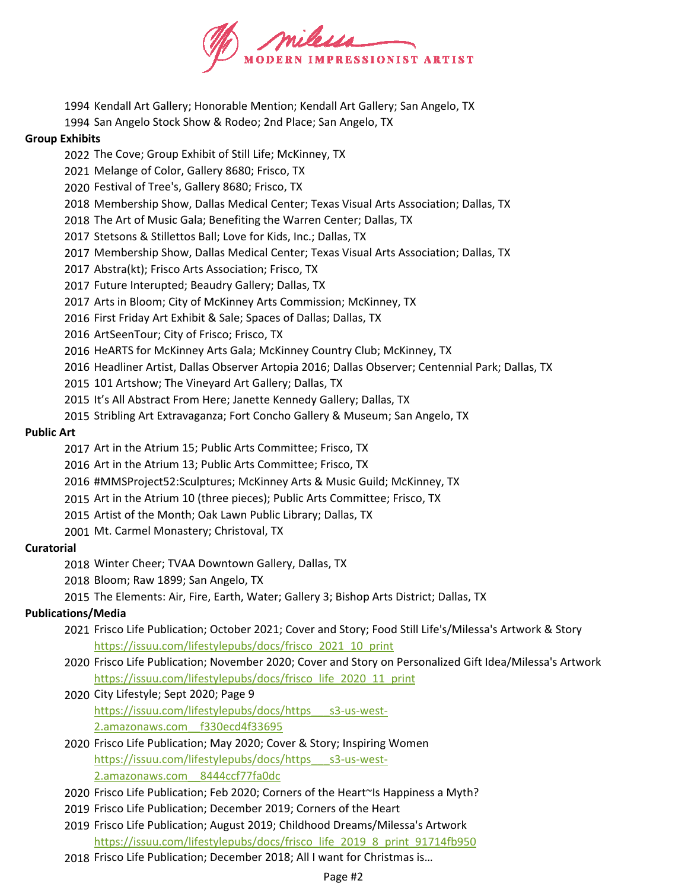1994 Kendall Art Gallery; Honorable Mention; Kendall Art Gallery; San Angelo, TX

1994 San Angelo Stock Show & Rodeo; 2nd Place; San Angelo, TX

**Group Exhibits**

2022 The Cove; Group Exhibit of Still Life; McKinney, TX

2021 Melange of Color, Gallery 8680; Frisco, TX

2020 Festival of Tree's, Gallery 8680; Frisco, TX

2018 Membership Show, Dallas Medical Center; Texas Visual Arts Association; Dallas, TX

2018 The Art of Music Gala; Benefiting the Warren Center; Dallas, TX

2017 Stetsons & Stillettos Ball; Love for Kids, Inc.; Dallas, TX

2017 Membership Show, Dallas Medical Center; Texas Visual Arts Association; Dallas, TX

2017 Abstra(kt); Frisco Arts Association; Frisco, TX

2017 Future Interupted; Beaudry Gallery; Dallas, TX

2017 Arts in Bloom; City of McKinney Arts Commission; McKinney, TX

2016 First Friday Art Exhibit & Sale; Spaces of Dallas; Dallas, TX

2016 ArtSeenTour; City of Frisco; Frisco, TX

2016 HeARTS for McKinney Arts Gala; McKinney Country Club; McKinney, TX

2016 Headliner Artist, Dallas Observer Artopia 2016; Dallas Observer; Centennial Park; Dallas, TX

2015 101 Artshow; The Vineyard Art Gallery; Dallas, TX

2015 It's All Abstract From Here; Janette Kennedy Gallery; Dallas, TX

2015 Stribling Art Extravaganza; Fort Concho Gallery & Museum; San Angelo, TX

**Public Art**

2017 Art in the Atrium 15; Public Arts Committee; Frisco, TX

2016 Art in the Atrium 13; Public Arts Committee; Frisco, TX

2016 #MMSProject52:Sculptures; McKinney Arts & Music Guild; McKinney, TX

2015 Art in the Atrium 10 (three pieces); Public Arts Committee; Frisco, TX

2015 Artist of the Month; Oak Lawn Public Library; Dallas, TX

2001 Mt. Carmel Monastery; Christoval, TX

**Curatorial**

2018 Winter Cheer; TVAA Downtown Gallery, Dallas, TX

2018 Bloom; Raw 1899; San Angelo, TX

2015 The Elements: Air, Fire, Earth, Water; Gallery 3; Bishop Arts District; Dallas, TX

**Publications/Media**

2021 Frisco Life Publication; October 2021; Cover and Story; Food Still Life's/Milessa's Artwork & Story
https://issuu.com/lifestylepubs/docs/frisco_2021_10_print

2020 Frisco Life Publication; November 2020; Cover and Story on Personalized Gift Idea/Milessa's Artwork
https://issuu.com/lifestylepubs/docs/frisco_life_2020_11_print

2020 City Lifestyle; Sept 2020; Page 9
https://issuu.com/lifestylepubs/docs/https___s3-us-west-2.amazonaws.com__f330ecd4f33695

2020 Frisco Life Publication; May 2020; Cover & Story; Inspiring Women
https://issuu.com/lifestylepubs/docs/https___s3-us-west-2.amazonaws.com__8444ccf77fa0dc

2020 Frisco Life Publication; Feb 2020; Corners of the Heart~Is Happiness a Myth?

2019 Frisco Life Publication; December 2019; Corners of the Heart

2019 Frisco Life Publication; August 2019; Childhood Dreams/Milessa's Artwork
https://issuu.com/lifestylepubs/docs/frisco_life_2019_8_print_91714fb950

2018 Frisco Life Publication; December 2018; All I want for Christmas is…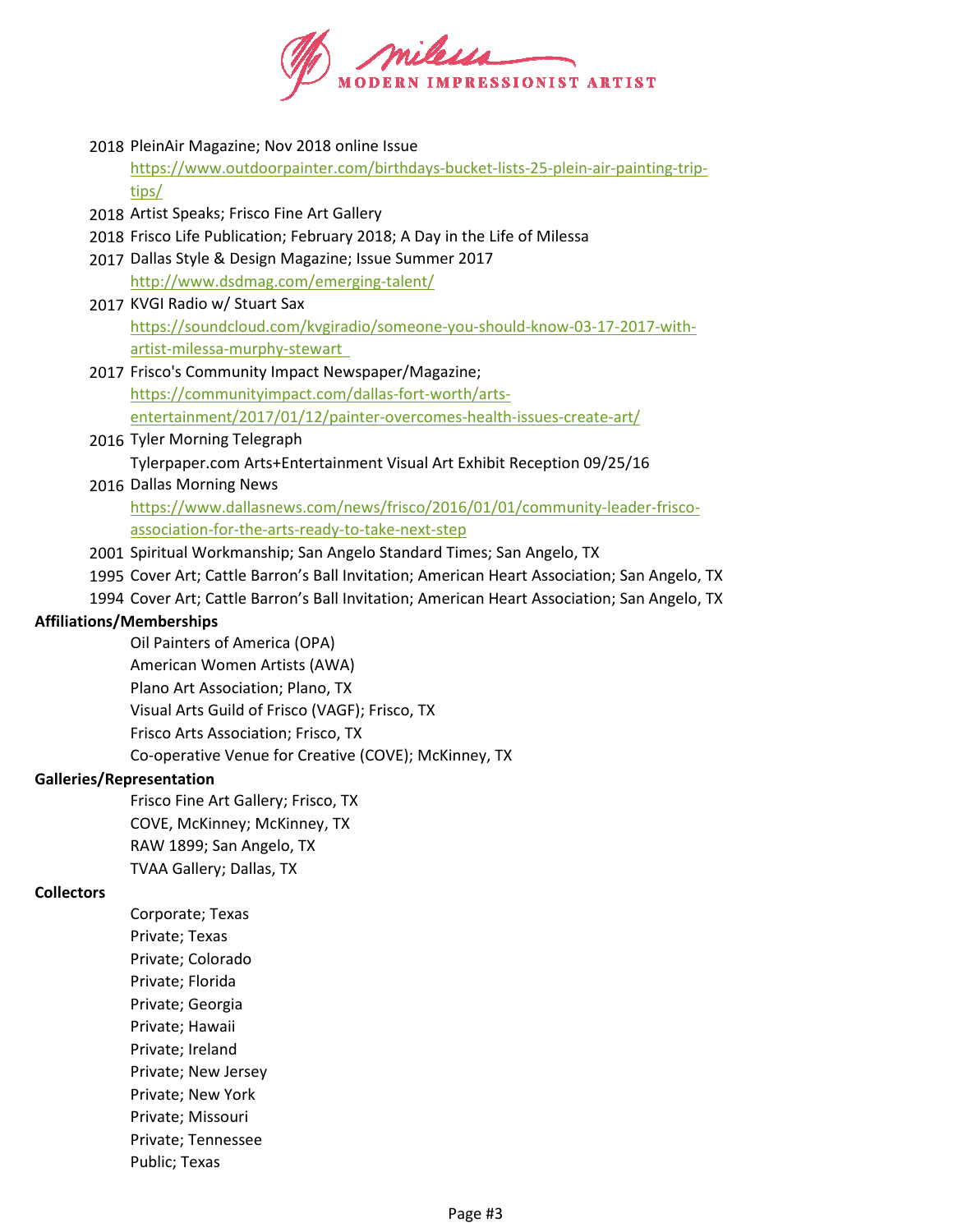2018 PleinAir Magazine; Nov 2018 online Issue
https://www.outdoorpainter.com/birthdays-bucket-lists-25-plein-air-painting-trip-tips/

2018 Artist Speaks; Frisco Fine Art Gallery

2018 Frisco Life Publication; February 2018; A Day in the Life of Milessa

2017 Dallas Style & Design Magazine; Issue Summer 2017
http://www.dsdmag.com/emerging-talent/

2017 KVGI Radio w/ Stuart Sax
https://soundcloud.com/kvgiradio/someone-you-should-know-03-17-2017-with-artist-milessa-murphy-stewart

2017 Frisco's Community Impact Newspaper/Magazine;
https://communityimpact.com/dallas-fort-worth/arts-entertainment/2017/01/12/painter-overcomes-health-issues-create-art/

2016 Tyler Morning Telegraph
Tylerpaper.com Arts+Entertainment Visual Art Exhibit Reception 09/25/16

2016 Dallas Morning News
https://www.dallasnews.com/news/frisco/2016/01/01/community-leader-frisco-association-for-the-arts-ready-to-take-next-step

2001 Spiritual Workmanship; San Angelo Standard Times; San Angelo, TX

1995 Cover Art; Cattle Barron's Ball Invitation; American Heart Association; San Angelo, TX

1994 Cover Art; Cattle Barron's Ball Invitation; American Heart Association; San Angelo, TX

**Affiliations/Memberships**

Oil Painters of America (OPA)
American Women Artists (AWA)
Plano Art Association; Plano, TX
Visual Arts Guild of Frisco (VAGF); Frisco, TX
Frisco Arts Association; Frisco, TX
Co-operative Venue for Creative (COVE); McKinney, TX

**Galleries/Representation**

Frisco Fine Art Gallery; Frisco, TX
COVE, McKinney; McKinney, TX
RAW 1899; San Angelo, TX
TVAA Gallery; Dallas, TX

**Collectors**

Corporate; Texas
Private; Texas
Private; Colorado
Private; Florida
Private; Georgia
Private; Hawaii
Private; Ireland
Private; New Jersey
Private; New York
Private; Missouri
Private; Tennessee
Public; Texas